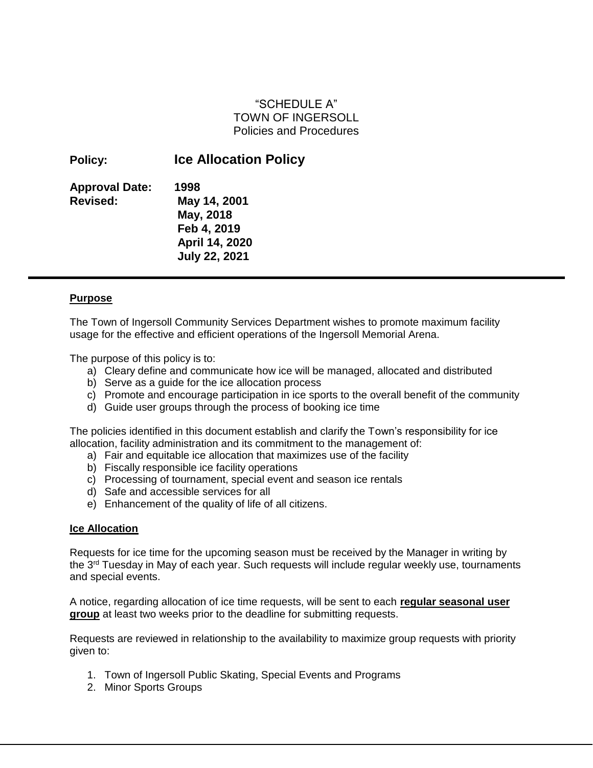"SCHEDULE A"
TOWN OF INGERSOLL
Policies and Procedures

**Policy:** **Ice Allocation Policy**

**Approval Date:** **1998**
**Revised:** **May 14, 2001**
**May, 2018**
**Feb 4, 2019**
**April 14, 2020**
**July 22, 2021**

---

## Purpose

The Town of Ingersoll Community Services Department wishes to promote maximum facility usage for the effective and efficient operations of the Ingersoll Memorial Arena.

The purpose of this policy is to:

a) Cleary define and communicate how ice will be managed, allocated and distributed
b) Serve as a guide for the ice allocation process
c) Promote and encourage participation in ice sports to the overall benefit of the community
d) Guide user groups through the process of booking ice time

The policies identified in this document establish and clarify the Town's responsibility for ice allocation, facility administration and its commitment to the management of:

a) Fair and equitable ice allocation that maximizes use of the facility
b) Fiscally responsible ice facility operations
c) Processing of tournament, special event and season ice rentals
d) Safe and accessible services for all
e) Enhancement of the quality of life of all citizens.

## Ice Allocation

Requests for ice time for the upcoming season must be received by the Manager in writing by the 3rd Tuesday in May of each year. Such requests will include regular weekly use, tournaments and special events.

A notice, regarding allocation of ice time requests, will be sent to each **regular seasonal user group** at least two weeks prior to the deadline for submitting requests.

Requests are reviewed in relationship to the availability to maximize group requests with priority given to:

1. Town of Ingersoll Public Skating, Special Events and Programs
2. Minor Sports Groups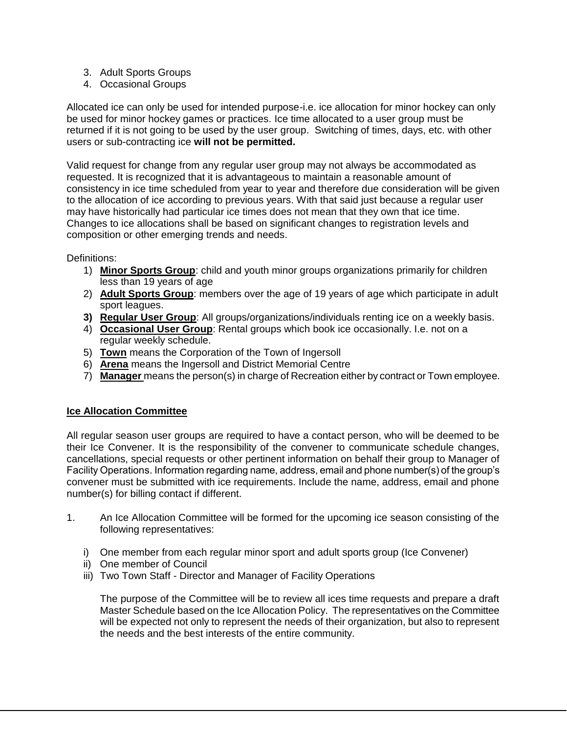3. Adult Sports Groups
4. Occasional Groups

Allocated ice can only be used for intended purpose-i.e. ice allocation for minor hockey can only be used for minor hockey games or practices. Ice time allocated to a user group must be returned if it is not going to be used by the user group. Switching of times, days, etc. with other users or sub-contracting ice **will not be permitted.**

Valid request for change from any regular user group may not always be accommodated as requested. It is recognized that it is advantageous to maintain a reasonable amount of consistency in ice time scheduled from year to year and therefore due consideration will be given to the allocation of ice according to previous years. With that said just because a regular user may have historically had particular ice times does not mean that they own that ice time. Changes to ice allocations shall be based on significant changes to registration levels and composition or other emerging trends and needs.

Definitions:

1) **Minor Sports Group**: child and youth minor groups organizations primarily for children less than 19 years of age
2) **Adult Sports Group**: members over the age of 19 years of age which participate in adult sport leagues.
3) **Regular User Group**: All groups/organizations/individuals renting ice on a weekly basis.
4) **Occasional User Group**: Rental groups which book ice occasionally. I.e. not on a regular weekly schedule.
5) **Town** means the Corporation of the Town of Ingersoll
6) **Arena** means the Ingersoll and District Memorial Centre
7) **Manager** means the person(s) in charge of Recreation either by contract or Town employee.

## Ice Allocation Committee

All regular season user groups are required to have a contact person, who will be deemed to be their Ice Convener. It is the responsibility of the convener to communicate schedule changes, cancellations, special requests or other pertinent information on behalf their group to Manager of Facility Operations. Information regarding name, address, email and phone number(s) of the group's convener must be submitted with ice requirements. Include the name, address, email and phone number(s) for billing contact if different.

1. An Ice Allocation Committee will be formed for the upcoming ice season consisting of the following representatives:

   i) One member from each regular minor sport and adult sports group (Ice Convener)
   ii) One member of Council
   iii) Two Town Staff - Director and Manager of Facility Operations

   The purpose of the Committee will be to review all ices time requests and prepare a draft Master Schedule based on the Ice Allocation Policy. The representatives on the Committee will be expected not only to represent the needs of their organization, but also to represent the needs and the best interests of the entire community.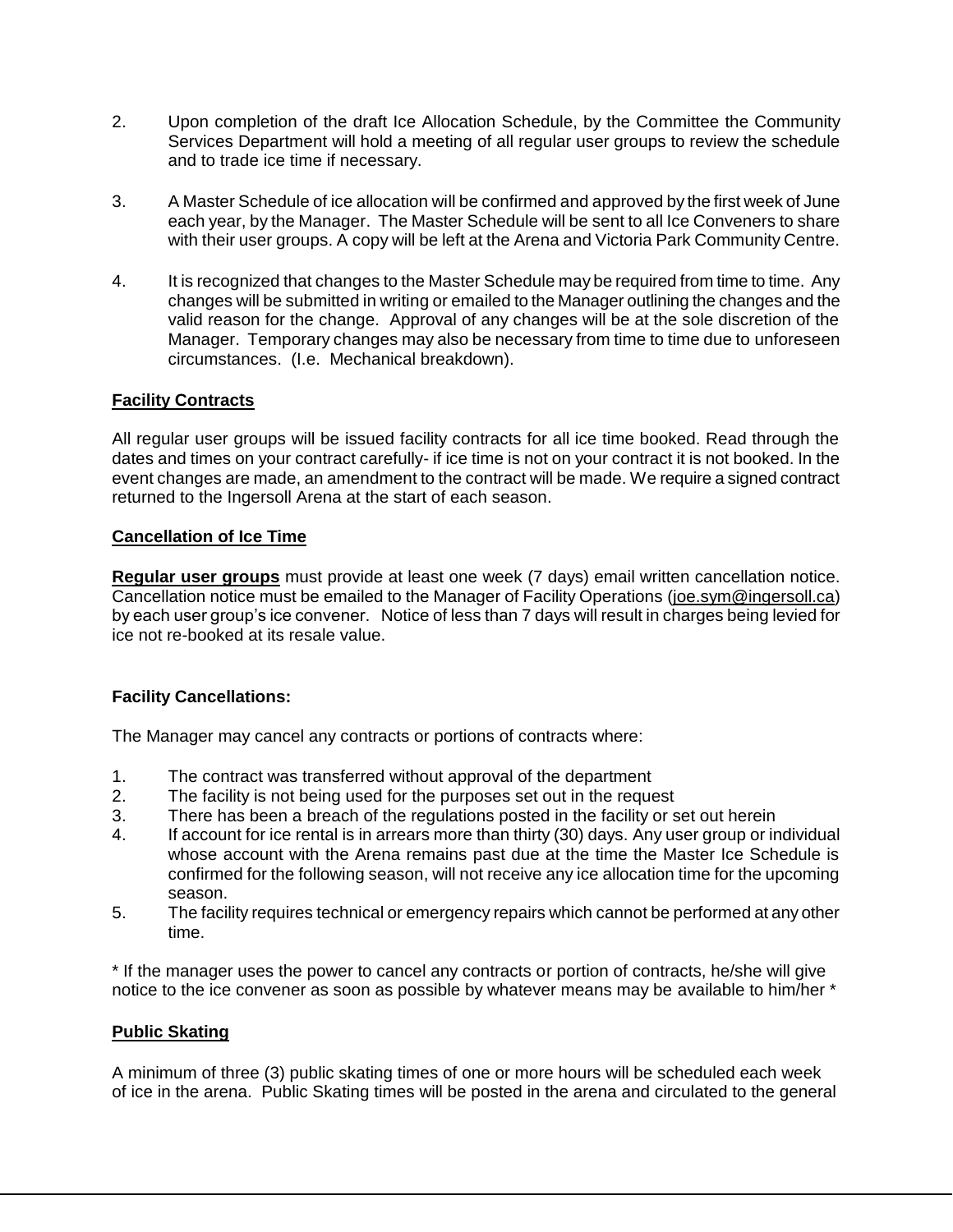2. Upon completion of the draft Ice Allocation Schedule, by the Committee the Community Services Department will hold a meeting of all regular user groups to review the schedule and to trade ice time if necessary.

3. A Master Schedule of ice allocation will be confirmed and approved by the first week of June each year, by the Manager. The Master Schedule will be sent to all Ice Conveners to share with their user groups. A copy will be left at the Arena and Victoria Park Community Centre.

4. It is recognized that changes to the Master Schedule may be required from time to time. Any changes will be submitted in writing or emailed to the Manager outlining the changes and the valid reason for the change. Approval of any changes will be at the sole discretion of the Manager. Temporary changes may also be necessary from time to time due to unforeseen circumstances. (I.e. Mechanical breakdown).

**Facility Contracts**

All regular user groups will be issued facility contracts for all ice time booked. Read through the dates and times on your contract carefully- if ice time is not on your contract it is not booked. In the event changes are made, an amendment to the contract will be made. We require a signed contract returned to the Ingersoll Arena at the start of each season.

**Cancellation of Ice Time**

**Regular user groups** must provide at least one week (7 days) email written cancellation notice. Cancellation notice must be emailed to the Manager of Facility Operations (joe.sym@ingersoll.ca) by each user group's ice convener. Notice of less than 7 days will result in charges being levied for ice not re-booked at its resale value.

**Facility Cancellations:**

The Manager may cancel any contracts or portions of contracts where:

1. The contract was transferred without approval of the department
2. The facility is not being used for the purposes set out in the request
3. There has been a breach of the regulations posted in the facility or set out herein
4. If account for ice rental is in arrears more than thirty (30) days. Any user group or individual whose account with the Arena remains past due at the time the Master Ice Schedule is confirmed for the following season, will not receive any ice allocation time for the upcoming season.
5. The facility requires technical or emergency repairs which cannot be performed at any other time.

* If the manager uses the power to cancel any contracts or portion of contracts, he/she will give notice to the ice convener as soon as possible by whatever means may be available to him/her *

**Public Skating**

A minimum of three (3) public skating times of one or more hours will be scheduled each week of ice in the arena. Public Skating times will be posted in the arena and circulated to the general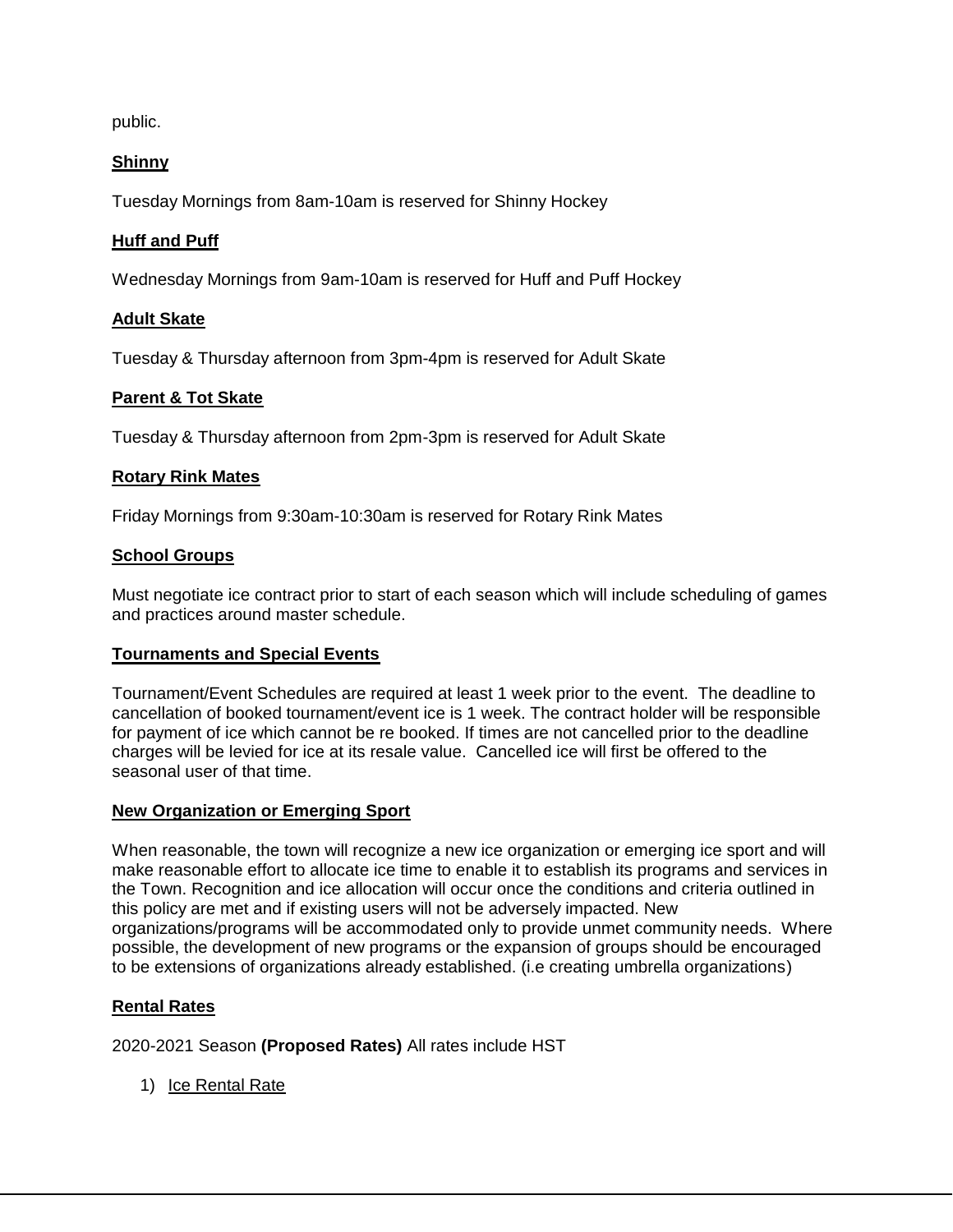public.

**Shinny**

Tuesday Mornings from 8am-10am is reserved for Shinny Hockey

**Huff and Puff**

Wednesday Mornings from 9am-10am is reserved for Huff and Puff Hockey

**Adult Skate**

Tuesday & Thursday afternoon from 3pm-4pm is reserved for Adult Skate

**Parent & Tot Skate**

Tuesday & Thursday afternoon from 2pm-3pm is reserved for Adult Skate

**Rotary Rink Mates**

Friday Mornings from 9:30am-10:30am is reserved for Rotary Rink Mates

**School Groups**

Must negotiate ice contract prior to start of each season which will include scheduling of games and practices around master schedule.

**Tournaments and Special Events**

Tournament/Event Schedules are required at least 1 week prior to the event. The deadline to cancellation of booked tournament/event ice is 1 week. The contract holder will be responsible for payment of ice which cannot be re booked. If times are not cancelled prior to the deadline charges will be levied for ice at its resale value. Cancelled ice will first be offered to the seasonal user of that time.

**New Organization or Emerging Sport**

When reasonable, the town will recognize a new ice organization or emerging ice sport and will make reasonable effort to allocate ice time to enable it to establish its programs and services in the Town. Recognition and ice allocation will occur once the conditions and criteria outlined in this policy are met and if existing users will not be adversely impacted. New organizations/programs will be accommodated only to provide unmet community needs. Where possible, the development of new programs or the expansion of groups should be encouraged to be extensions of organizations already established. (i.e creating umbrella organizations)

**Rental Rates**

2020-2021 Season **(Proposed Rates)** All rates include HST

1) Ice Rental Rate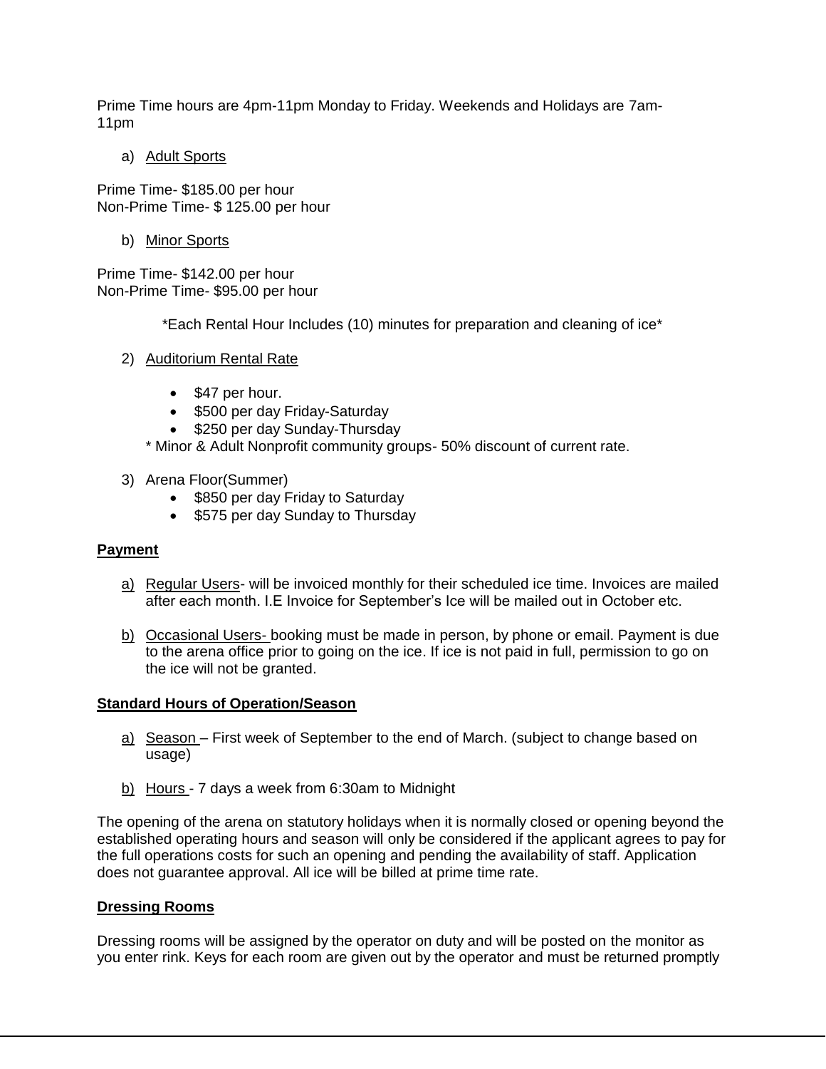Prime Time hours are 4pm-11pm Monday to Friday. Weekends and Holidays are 7am-11pm

a) Adult Sports

Prime Time- $185.00 per hour
Non-Prime Time- $ 125.00 per hour

b) Minor Sports

Prime Time- $142.00 per hour
Non-Prime Time- $95.00 per hour

*Each Rental Hour Includes (10) minutes for preparation and cleaning of ice*

2) Auditorium Rental Rate

- $47 per hour.
- $500 per day Friday-Saturday
- $250 per day Sunday-Thursday

* Minor & Adult Nonprofit community groups- 50% discount of current rate.

3) Arena Floor(Summer)

- $850 per day Friday to Saturday
- $575 per day Sunday to Thursday

**Payment**

a) Regular Users- will be invoiced monthly for their scheduled ice time. Invoices are mailed after each month. I.E Invoice for September's Ice will be mailed out in October etc.

b) Occasional Users- booking must be made in person, by phone or email. Payment is due to the arena office prior to going on the ice. If ice is not paid in full, permission to go on the ice will not be granted.

**Standard Hours of Operation/Season**

a) Season – First week of September to the end of March. (subject to change based on usage)

b) Hours - 7 days a week from 6:30am to Midnight

The opening of the arena on statutory holidays when it is normally closed or opening beyond the established operating hours and season will only be considered if the applicant agrees to pay for the full operations costs for such an opening and pending the availability of staff. Application does not guarantee approval. All ice will be billed at prime time rate.

**Dressing Rooms**

Dressing rooms will be assigned by the operator on duty and will be posted on the monitor as you enter rink. Keys for each room are given out by the operator and must be returned promptly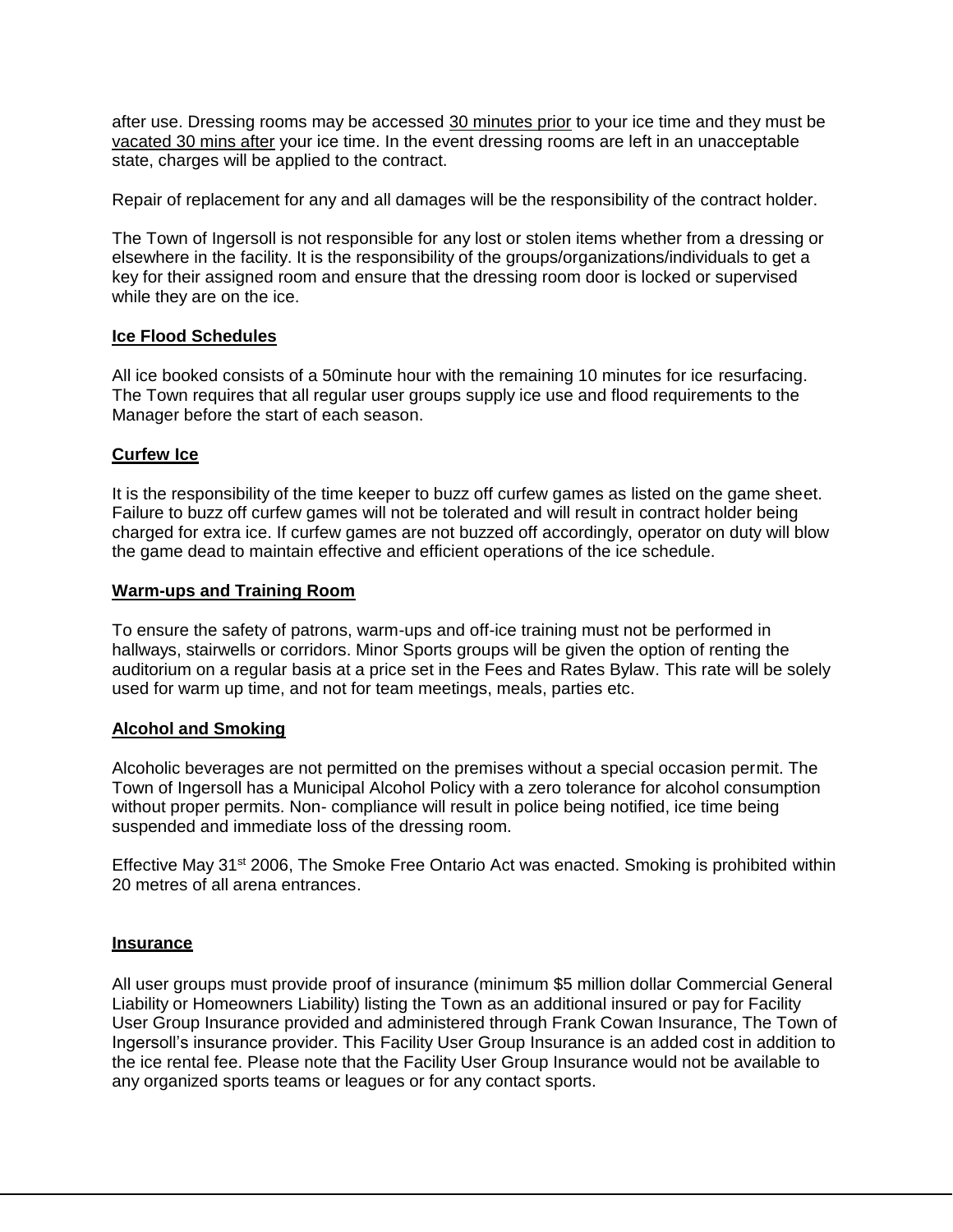after use. Dressing rooms may be accessed 30 minutes prior to your ice time and they must be vacated 30 mins after your ice time. In the event dressing rooms are left in an unacceptable state, charges will be applied to the contract.

Repair of replacement for any and all damages will be the responsibility of the contract holder.

The Town of Ingersoll is not responsible for any lost or stolen items whether from a dressing or elsewhere in the facility. It is the responsibility of the groups/organizations/individuals to get a key for their assigned room and ensure that the dressing room door is locked or supervised while they are on the ice.

**Ice Flood Schedules**

All ice booked consists of a 50minute hour with the remaining 10 minutes for ice resurfacing. The Town requires that all regular user groups supply ice use and flood requirements to the Manager before the start of each season.

**Curfew Ice**

It is the responsibility of the time keeper to buzz off curfew games as listed on the game sheet. Failure to buzz off curfew games will not be tolerated and will result in contract holder being charged for extra ice. If curfew games are not buzzed off accordingly, operator on duty will blow the game dead to maintain effective and efficient operations of the ice schedule.

**Warm-ups and Training Room**

To ensure the safety of patrons, warm-ups and off-ice training must not be performed in hallways, stairwells or corridors. Minor Sports groups will be given the option of renting the auditorium on a regular basis at a price set in the Fees and Rates Bylaw. This rate will be solely used for warm up time, and not for team meetings, meals, parties etc.

**Alcohol and Smoking**

Alcoholic beverages are not permitted on the premises without a special occasion permit. The Town of Ingersoll has a Municipal Alcohol Policy with a zero tolerance for alcohol consumption without proper permits. Non- compliance will result in police being notified, ice time being suspended and immediate loss of the dressing room.

Effective May 31st 2006, The Smoke Free Ontario Act was enacted. Smoking is prohibited within 20 metres of all arena entrances.

**Insurance**

All user groups must provide proof of insurance (minimum $5 million dollar Commercial General Liability or Homeowners Liability) listing the Town as an additional insured or pay for Facility User Group Insurance provided and administered through Frank Cowan Insurance, The Town of Ingersoll's insurance provider. This Facility User Group Insurance is an added cost in addition to the ice rental fee. Please note that the Facility User Group Insurance would not be available to any organized sports teams or leagues or for any contact sports.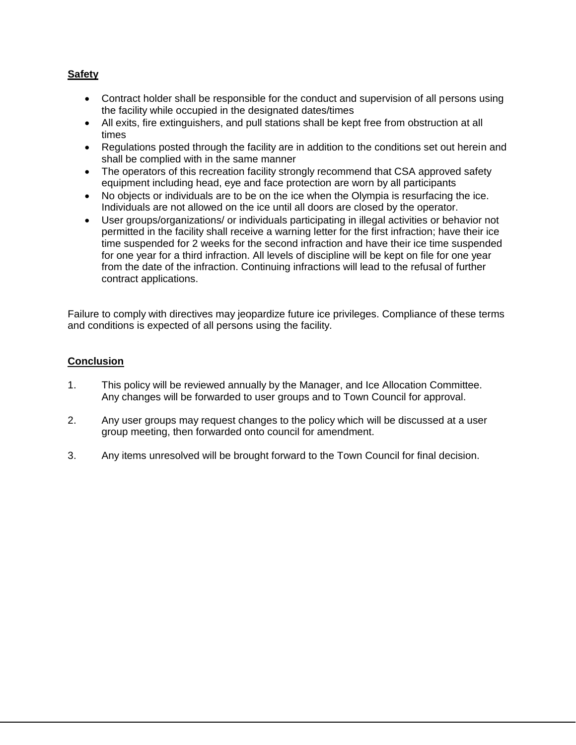**Safety**

- Contract holder shall be responsible for the conduct and supervision of all persons using the facility while occupied in the designated dates/times
- All exits, fire extinguishers, and pull stations shall be kept free from obstruction at all times
- Regulations posted through the facility are in addition to the conditions set out herein and shall be complied with in the same manner
- The operators of this recreation facility strongly recommend that CSA approved safety equipment including head, eye and face protection are worn by all participants
- No objects or individuals are to be on the ice when the Olympia is resurfacing the ice. Individuals are not allowed on the ice until all doors are closed by the operator.
- User groups/organizations/ or individuals participating in illegal activities or behavior not permitted in the facility shall receive a warning letter for the first infraction; have their ice time suspended for 2 weeks for the second infraction and have their ice time suspended for one year for a third infraction. All levels of discipline will be kept on file for one year from the date of the infraction. Continuing infractions will lead to the refusal of further contract applications.

Failure to comply with directives may jeopardize future ice privileges. Compliance of these terms and conditions is expected of all persons using the facility.

**Conclusion**

1. This policy will be reviewed annually by the Manager, and Ice Allocation Committee. Any changes will be forwarded to user groups and to Town Council for approval.

2. Any user groups may request changes to the policy which will be discussed at a user group meeting, then forwarded onto council for amendment.

3. Any items unresolved will be brought forward to the Town Council for final decision.